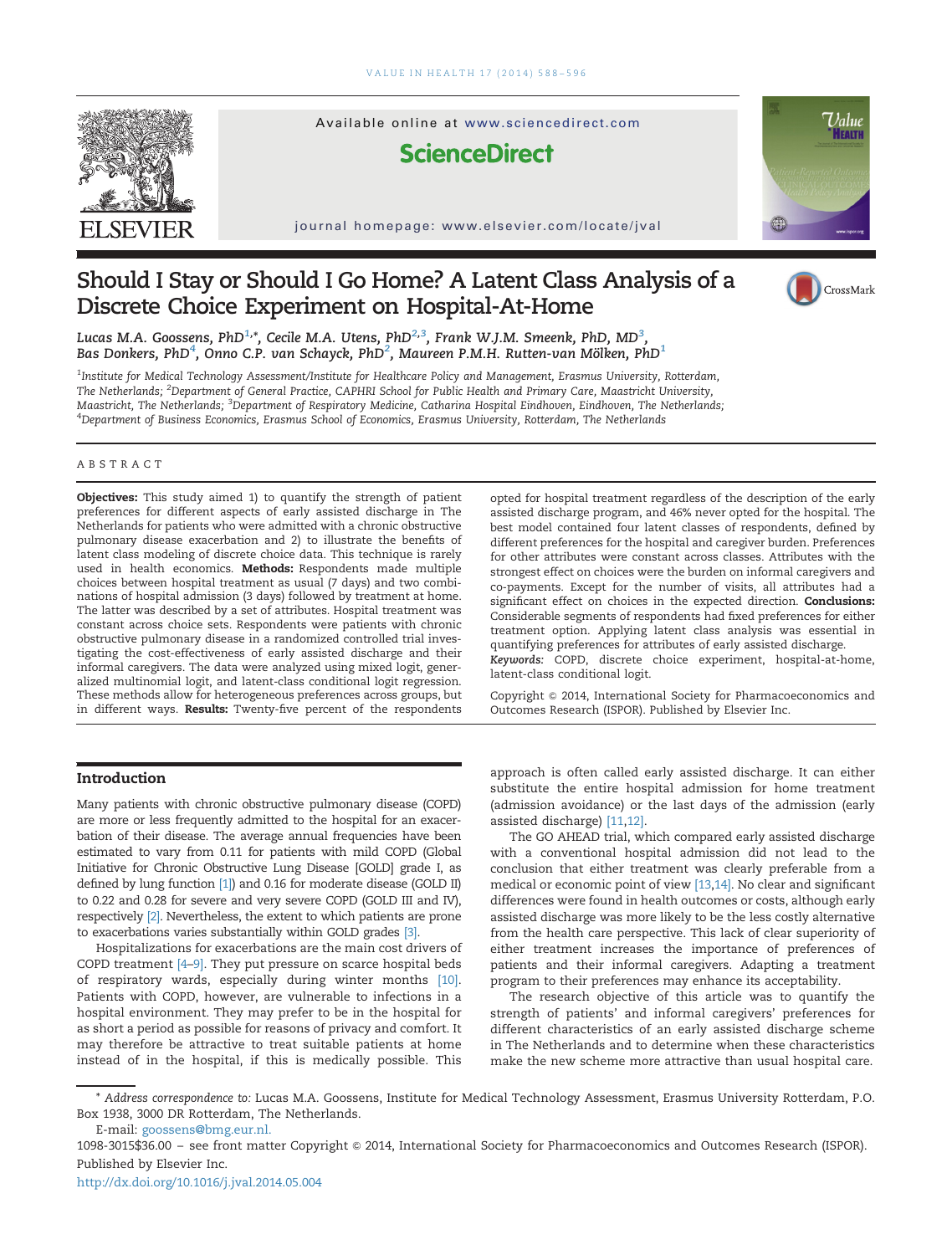# Should I Stay or Should I Go Home? A Latent Class Analysis of a Discrete Choice Experiment on Hospital-At-Home

*Lucas M.A. Goossens, PhD*[1,*], *Cecile M.A. Utens, PhD*[2,3], *Frank W.J.M. Smeenk, PhD, MD*[3], *Bas Donkers, PhD*[4], *Onno C.P. van Schayck, PhD*[2], *Maureen P.M.H. Rutten-van Mölken, PhD*[1]

[1]Institute for Medical Technology Assessment/Institute for Healthcare Policy and Management, Erasmus University, Rotterdam, The Netherlands; [2]Department of General Practice, CAPHRI School for Public Health and Primary Care, Maastricht University, Maastricht, The Netherlands; [3]Department of Respiratory Medicine, Catharina Hospital Eindhoven, Eindhoven, The Netherlands; [4]Department of Business Economics, Erasmus School of Economics, Erasmus University, Rotterdam, The Netherlands

## ABSTRACT

**Objectives:** This study aimed 1) to quantify the strength of patient preferences for different aspects of early assisted discharge in The Netherlands for patients who were admitted with a chronic obstructive pulmonary disease exacerbation and 2) to illustrate the benefits of latent class modeling of discrete choice data. This technique is rarely used in health economics. **Methods:** Respondents made multiple choices between hospital treatment as usual (7 days) and two combinations of hospital admission (3 days) followed by treatment at home. The latter was described by a set of attributes. Hospital treatment was constant across choice sets. Respondents were patients with chronic obstructive pulmonary disease in a randomized controlled trial investigating the cost-effectiveness of early assisted discharge and their informal caregivers. The data were analyzed using mixed logit, generalized multinomial logit, and latent-class conditional logit regression. These methods allow for heterogeneous preferences across groups, but in different ways. **Results:** Twenty-five percent of the respondents opted for hospital treatment regardless of the description of the early assisted discharge program, and 46% never opted for the hospital. The best model contained four latent classes of respondents, defined by different preferences for the hospital and caregiver burden. Preferences for other attributes were constant across classes. Attributes with the strongest effect on choices were the burden on informal caregivers and co-payments. Except for the number of visits, all attributes had a significant effect on choices in the expected direction. **Conclusions:** Considerable segments of respondents had fixed preferences for either treatment option. Applying latent class analysis was essential in quantifying preferences for attributes of early assisted discharge.

*Keywords:* COPD, discrete choice experiment, hospital-at-home, latent-class conditional logit.

Copyright © 2014, International Society for Pharmacoeconomics and Outcomes Research (ISPOR). Published by Elsevier Inc.

## Introduction

Many patients with chronic obstructive pulmonary disease (COPD) are more or less frequently admitted to the hospital for an exacerbation of their disease. The average annual frequencies have been estimated to vary from 0.11 for patients with mild COPD (Global Initiative for Chronic Obstructive Lung Disease [GOLD] grade I, as defined by lung function [1]) and 0.16 for moderate disease (GOLD II) to 0.22 and 0.28 for severe and very severe COPD (GOLD III and IV), respectively [2]. Nevertheless, the extent to which patients are prone to exacerbations varies substantially within GOLD grades [3].

Hospitalizations for exacerbations are the main cost drivers of COPD treatment [4–9]. They put pressure on scarce hospital beds of respiratory wards, especially during winter months [10]. Patients with COPD, however, are vulnerable to infections in a hospital environment. They may prefer to be in the hospital for as short a period as possible for reasons of privacy and comfort. It may therefore be attractive to treat suitable patients at home instead of in the hospital, if this is medically possible. This approach is often called early assisted discharge. It can either substitute the entire hospital admission for home treatment (admission avoidance) or the last days of the admission (early assisted discharge) [11,12].

The GO AHEAD trial, which compared early assisted discharge with a conventional hospital admission did not lead to the conclusion that either treatment was clearly preferable from a medical or economic point of view [13,14]. No clear and significant differences were found in health outcomes or costs, although early assisted discharge was more likely to be the less costly alternative from the health care perspective. This lack of clear superiority of either treatment increases the importance of preferences of patients and their informal caregivers. Adapting a treatment program to their preferences may enhance its acceptability.

The research objective of this article was to quantify the strength of patients' and informal caregivers' preferences for different characteristics of an early assisted discharge scheme in The Netherlands and to determine when these characteristics make the new scheme more attractive than usual hospital care.

\* *Address correspondence to:* Lucas M.A. Goossens, Institute for Medical Technology Assessment, Erasmus University Rotterdam, P.O. Box 1938, 3000 DR Rotterdam, The Netherlands.

E-mail: goossens@bmg.eur.nl.

1098-3015$36.00 – see front matter Copyright © 2014, International Society for Pharmacoeconomics and Outcomes Research (ISPOR). Published by Elsevier Inc.

http://dx.doi.org/10.1016/j.jval.2014.05.004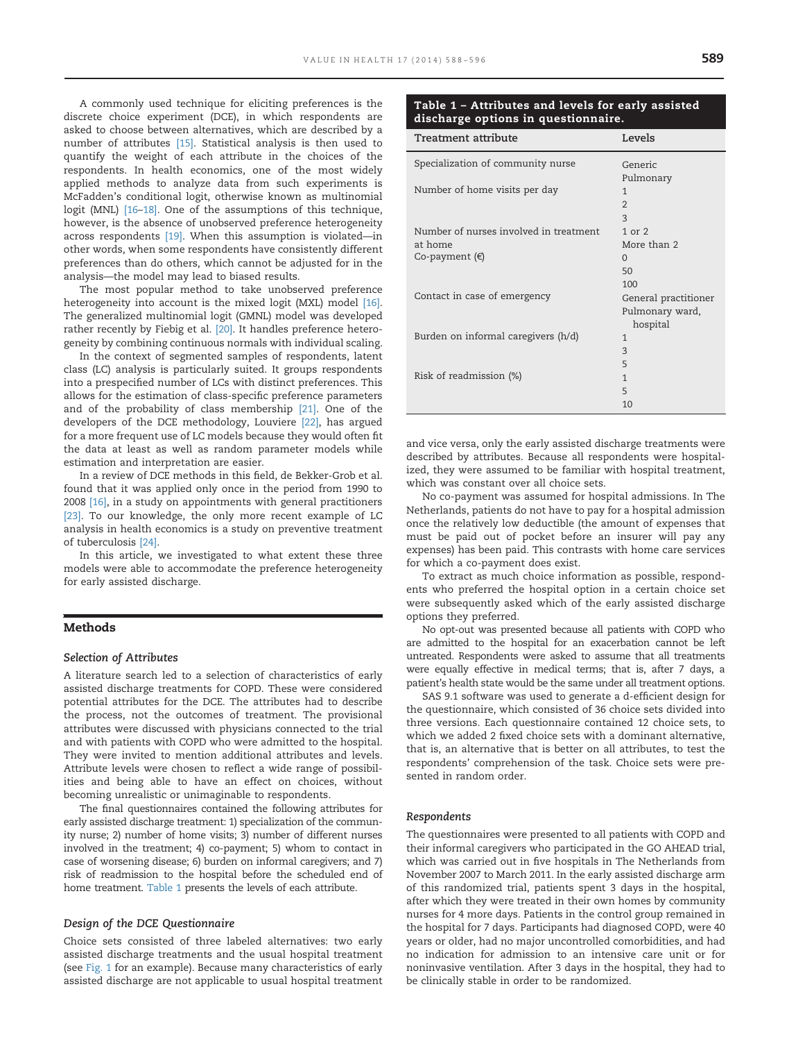A commonly used technique for eliciting preferences is the discrete choice experiment (DCE), in which respondents are asked to choose between alternatives, which are described by a number of attributes [15]. Statistical analysis is then used to quantify the weight of each attribute in the choices of the respondents. In health economics, one of the most widely applied methods to analyze data from such experiments is McFadden's conditional logit, otherwise known as multinomial logit (MNL) [16–18]. One of the assumptions of this technique, however, is the absence of unobserved preference heterogeneity across respondents [19]. When this assumption is violated—in other words, when some respondents have consistently different preferences than do others, which cannot be adjusted for in the analysis—the model may lead to biased results.

The most popular method to take unobserved preference heterogeneity into account is the mixed logit (MXL) model [16]. The generalized multinomial logit (GMNL) model was developed rather recently by Fiebig et al. [20]. It handles preference heterogeneity by combining continuous normals with individual scaling.

In the context of segmented samples of respondents, latent class (LC) analysis is particularly suited. It groups respondents into a prespecified number of LCs with distinct preferences. This allows for the estimation of class-specific preference parameters and of the probability of class membership [21]. One of the developers of the DCE methodology, Louviere [22], has argued for a more frequent use of LC models because they would often fit the data at least as well as random parameter models while estimation and interpretation are easier.

In a review of DCE methods in this field, de Bekker-Grob et al. found that it was applied only once in the period from 1990 to 2008 [16], in a study on appointments with general practitioners [23]. To our knowledge, the only more recent example of LC analysis in health economics is a study on preventive treatment of tuberculosis [24].

In this article, we investigated to what extent these three models were able to accommodate the preference heterogeneity for early assisted discharge.

## Methods

### Selection of Attributes

A literature search led to a selection of characteristics of early assisted discharge treatments for COPD. These were considered potential attributes for the DCE. The attributes had to describe the process, not the outcomes of treatment. The provisional attributes were discussed with physicians connected to the trial and with patients with COPD who were admitted to the hospital. They were invited to mention additional attributes and levels. Attribute levels were chosen to reflect a wide range of possibilities and being able to have an effect on choices, without becoming unrealistic or unimaginable to respondents.

The final questionnaires contained the following attributes for early assisted discharge treatment: 1) specialization of the community nurse; 2) number of home visits; 3) number of different nurses involved in the treatment; 4) co-payment; 5) whom to contact in case of worsening disease; 6) burden on informal caregivers; and 7) risk of readmission to the hospital before the scheduled end of home treatment. Table 1 presents the levels of each attribute.

### Design of the DCE Questionnaire

Choice sets consisted of three labeled alternatives: two early assisted discharge treatments and the usual hospital treatment (see Fig. 1 for an example). Because many characteristics of early assisted discharge are not applicable to usual hospital treatment and vice versa, only the early assisted discharge treatments were described by attributes. Because all respondents were hospitalized, they were assumed to be familiar with hospital treatment, which was constant over all choice sets.

No co-payment was assumed for hospital admissions. In The Netherlands, patients do not have to pay for a hospital admission once the relatively low deductible (the amount of expenses that must be paid out of pocket before an insurer will pay any expenses) has been paid. This contrasts with home care services for which a co-payment does exist.

To extract as much choice information as possible, respondents who preferred the hospital option in a certain choice set were subsequently asked which of the early assisted discharge options they preferred.

No opt-out was presented because all patients with COPD who are admitted to the hospital for an exacerbation cannot be left untreated. Respondents were asked to assume that all treatments were equally effective in medical terms; that is, after 7 days, a patient's health state would be the same under all treatment options.

SAS 9.1 software was used to generate a d-efficient design for the questionnaire, which consisted of 36 choice sets divided into three versions. Each questionnaire contained 12 choice sets, to which we added 2 fixed choice sets with a dominant alternative, that is, an alternative that is better on all attributes, to test the respondents' comprehension of the task. Choice sets were presented in random order.

**Table 1 – Attributes and levels for early assisted discharge options in questionnaire.**

| Treatment attribute | Levels |
|---|---|
| Specialization of community nurse | Generic |
| | Pulmonary |
| Number of home visits per day | 1 |
| | 2 |
| | 3 |
| Number of nurses involved in treatment at home | 1 or 2 |
| | More than 2 |
| Co-payment (€) | 0 |
| | 50 |
| | 100 |
| Contact in case of emergency | General practitioner |
| | Pulmonary ward, hospital |
| Burden on informal caregivers (h/d) | 1 |
| | 3 |
| | 5 |
| Risk of readmission (%) | 1 |
| | 5 |
| | 10 |

### Respondents

The questionnaires were presented to all patients with COPD and their informal caregivers who participated in the GO AHEAD trial, which was carried out in five hospitals in The Netherlands from November 2007 to March 2011. In the early assisted discharge arm of this randomized trial, patients spent 3 days in the hospital, after which they were treated in their own homes by community nurses for 4 more days. Patients in the control group remained in the hospital for 7 days. Participants had diagnosed COPD, were 40 years or older, had no major uncontrolled comorbidities, and had no indication for admission to an intensive care unit or for noninvasive ventilation. After 3 days in the hospital, they had to be clinically stable in order to be randomized.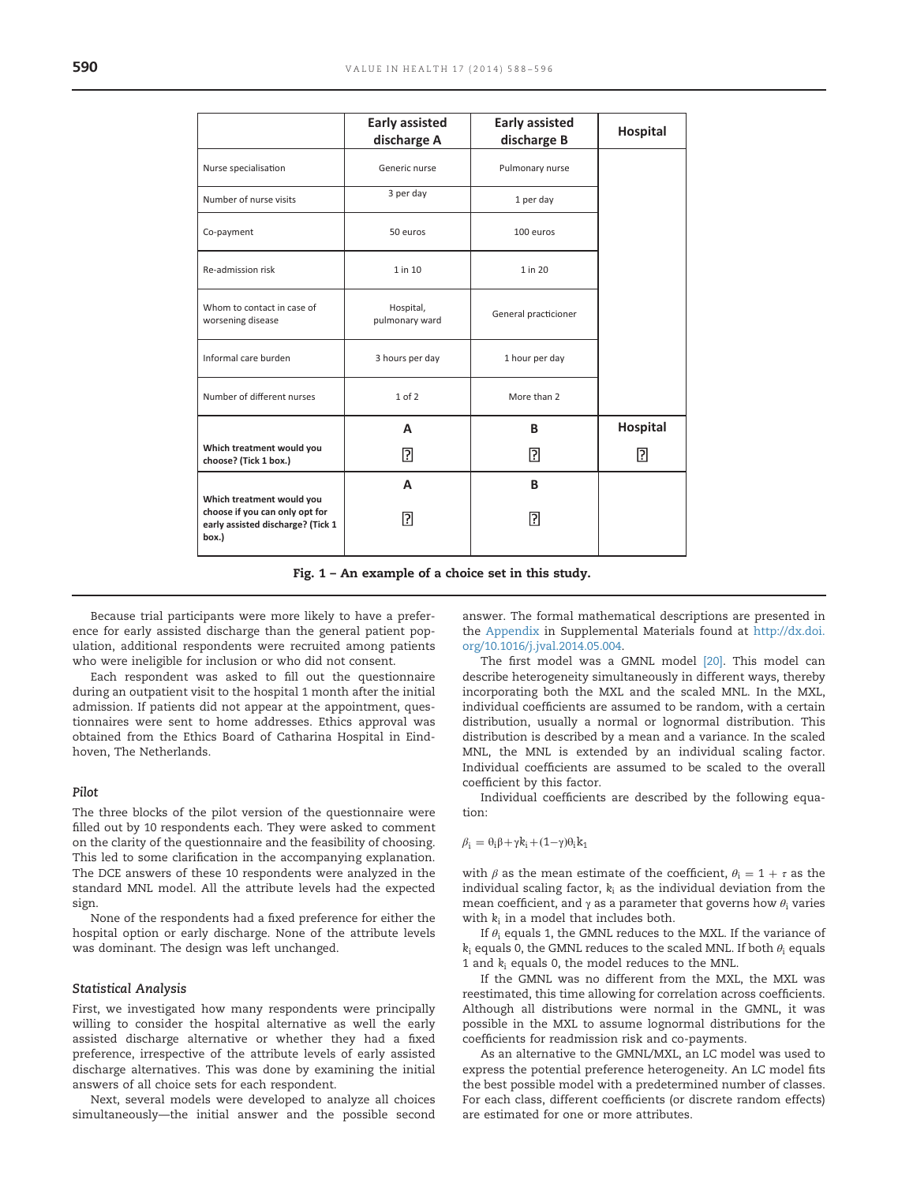|  | Early assisted discharge A | Early assisted discharge B | Hospital |
| --- | --- | --- | --- |
| Nurse specialisation | Generic nurse | Pulmonary nurse |  |
| Number of nurse visits | 3 per day | 1 per day |  |
| Co-payment | 50 euros | 100 euros |  |
| Re-admission risk | 1 in 10 | 1 in 20 |  |
| Whom to contact in case of worsening disease | Hospital, pulmonary ward | General practicioner |  |
| Informal care burden | 3 hours per day | 1 hour per day |  |
| Number of different nurses | 1 of 2 | More than 2 |  |
| **Which treatment would you choose? (Tick 1 box.)** | A ☐ | B ☐ | Hospital ☐ |
| **Which treatment would you choose if you can only opt for early assisted discharge? (Tick 1 box.)** | A ☐ | B ☐ |  |

**Fig. 1 – An example of a choice set in this study.**

Because trial participants were more likely to have a preference for early assisted discharge than the general patient population, additional respondents were recruited among patients who were ineligible for inclusion or who did not consent.

Each respondent was asked to fill out the questionnaire during an outpatient visit to the hospital 1 month after the initial admission. If patients did not appear at the appointment, questionnaires were sent to home addresses. Ethics approval was obtained from the Ethics Board of Catharina Hospital in Eindhoven, The Netherlands.

### Pilot

The three blocks of the pilot version of the questionnaire were filled out by 10 respondents each. They were asked to comment on the clarity of the questionnaire and the feasibility of choosing. This led to some clarification in the accompanying explanation. The DCE answers of these 10 respondents were analyzed in the standard MNL model. All the attribute levels had the expected sign.

None of the respondents had a fixed preference for either the hospital option or early discharge. None of the attribute levels was dominant. The design was left unchanged.

### Statistical Analysis

First, we investigated how many respondents were principally willing to consider the hospital alternative as well the early assisted discharge alternative or whether they had a fixed preference, irrespective of the attribute levels of early assisted discharge alternatives. This was done by examining the initial answers of all choice sets for each respondent.

Next, several models were developed to analyze all choices simultaneously—the initial answer and the possible second answer. The formal mathematical descriptions are presented in the Appendix in Supplemental Materials found at http://dx.doi.org/10.1016/j.jval.2014.05.004.

The first model was a GMNL model [20]. This model can describe heterogeneity simultaneously in different ways, thereby incorporating both the MXL and the scaled MNL. In the MXL, individual coefficients are assumed to be random, with a certain distribution, usually a normal or lognormal distribution. This distribution is described by a mean and a variance. In the scaled MNL, the MNL is extended by an individual scaling factor. Individual coefficients are assumed to be scaled to the overall coefficient by this factor.

Individual coefficients are described by the following equation:

$$\beta_i = \theta_i\beta + \gamma k_i + (1-\gamma)\theta_i k_1$$

with $\beta$ as the mean estimate of the coefficient, $\theta_i = 1 + \tau$ as the individual scaling factor, $k_i$ as the individual deviation from the mean coefficient, and $\gamma$ as a parameter that governs how $\theta_i$ varies with $k_i$ in a model that includes both.

If $\theta_i$ equals 1, the GMNL reduces to the MXL. If the variance of $k_i$ equals 0, the GMNL reduces to the scaled MNL. If both $\theta_i$ equals 1 and $k_i$ equals 0, the model reduces to the MNL.

If the GMNL was no different from the MXL, the MXL was reestimated, this time allowing for correlation across coefficients. Although all distributions were normal in the GMNL, it was possible in the MXL to assume lognormal distributions for the coefficients for readmission risk and co-payments.

As an alternative to the GMNL/MXL, an LC model was used to express the potential preference heterogeneity. An LC model fits the best possible model with a predetermined number of classes. For each class, different coefficients (or discrete random effects) are estimated for one or more attributes.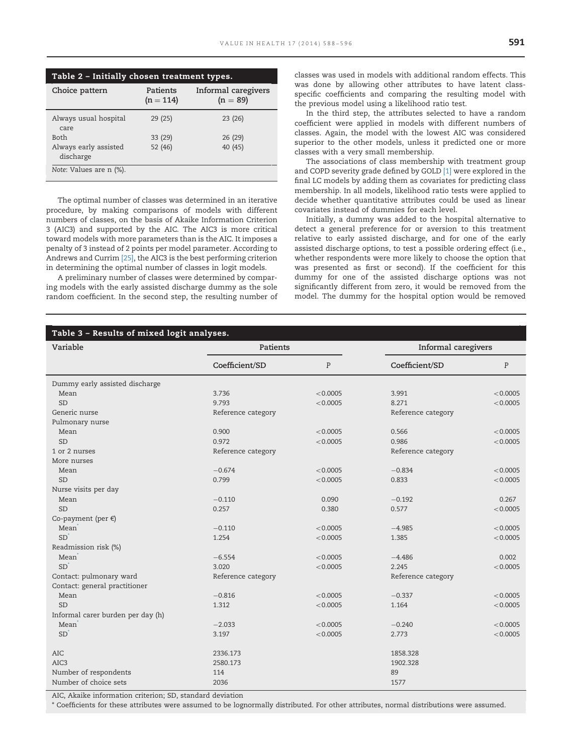**Table 2 – Initially chosen treatment types.**

| Choice pattern | Patients (n = 114) | Informal caregivers (n = 89) |
|---|---|---|
| Always usual hospital care | 29 (25) | 23 (26) |
| Both | 33 (29) | 26 (29) |
| Always early assisted discharge | 52 (46) | 40 (45) |

*Note*: Values are n (%).

The optimal number of classes was determined in an iterative procedure, by making comparisons of models with different numbers of classes, on the basis of Akaike Information Criterion 3 (AIC3) and supported by the AIC. The AIC3 is more critical toward models with more parameters than is the AIC. It imposes a penalty of 3 instead of 2 points per model parameter. According to Andrews and Currim [25], the AIC3 is the best performing criterion in determining the optimal number of classes in logit models.

A preliminary number of classes were determined by comparing models with the early assisted discharge dummy as the sole random coefficient. In the second step, the resulting number of classes was used in models with additional random effects. This was done by allowing other attributes to have latent class-specific coefficients and comparing the resulting model with the previous model using a likelihood ratio test.

In the third step, the attributes selected to have a random coefficient were applied in models with different numbers of classes. Again, the model with the lowest AIC was considered superior to the other models, unless it predicted one or more classes with a very small membership.

The associations of class membership with treatment group and COPD severity grade defined by GOLD [1] were explored in the final LC models by adding them as covariates for predicting class membership. In all models, likelihood ratio tests were applied to decide whether quantitative attributes could be used as linear covariates instead of dummies for each level.

Initially, a dummy was added to the hospital alternative to detect a general preference for or aversion to this treatment relative to early assisted discharge, and for one of the early assisted discharge options, to test a possible ordering effect (i.e., whether respondents were more likely to choose the option that was presented as first or second). If the coefficient for this dummy for one of the assisted discharge options was not significantly different from zero, it would be removed from the model. The dummy for the hospital option would be removed

**Table 3 – Results of mixed logit analyses.**

| Variable | Patients | | Informal caregivers | |
|---|---|---|---|---|
| | Coefficient/SD | P | Coefficient/SD | P |
| Dummy early assisted discharge | | | | |
| Mean | 3.736 | <0.0005 | 3.991 | <0.0005 |
| SD | 9.793 | <0.0005 | 8.271 | <0.0005 |
| Generic nurse | Reference category | | Reference category | |
| Pulmonary nurse | | | | |
| Mean | 0.900 | <0.0005 | 0.566 | <0.0005 |
| SD | 0.972 | <0.0005 | 0.986 | <0.0005 |
| 1 or 2 nurses | Reference category | | Reference category | |
| More nurses | | | | |
| Mean | −0.674 | <0.0005 | −0.834 | <0.0005 |
| SD | 0.799 | <0.0005 | 0.833 | <0.0005 |
| Nurse visits per day | | | | |
| Mean | −0.110 | 0.090 | −0.192 | 0.267 |
| SD | 0.257 | 0.380 | 0.577 | <0.0005 |
| Co-payment (per €) | | | | |
| Mean* | −0.110 | <0.0005 | −4.985 | <0.0005 |
| SD* | 1.254 | <0.0005 | 1.385 | <0.0005 |
| Readmission risk (%) | | | | |
| Mean* | −6.554 | <0.0005 | −4.486 | 0.002 |
| SD* | 3.020 | <0.0005 | 2.245 | <0.0005 |
| Contact: pulmonary ward | Reference category | | Reference category | |
| Contact: general practitioner | | | | |
| Mean | −0.816 | <0.0005 | −0.337 | <0.0005 |
| SD | 1.312 | <0.0005 | 1.164 | <0.0005 |
| Informal carer burden per day (h) | | | | |
| Mean* | −2.033 | <0.0005 | −0.240 | <0.0005 |
| SD* | 3.197 | <0.0005 | 2.773 | <0.0005 |
| AIC | 2336.173 | | 1858.328 | |
| AIC3 | 2580.173 | | 1902.328 | |
| Number of respondents | 114 | | 89 | |
| Number of choice sets | 2036 | | 1577 | |

AIC, Akaike information criterion; SD, standard deviation

\* Coefficients for these attributes were assumed to be lognormally distributed. For other attributes, normal distributions were assumed.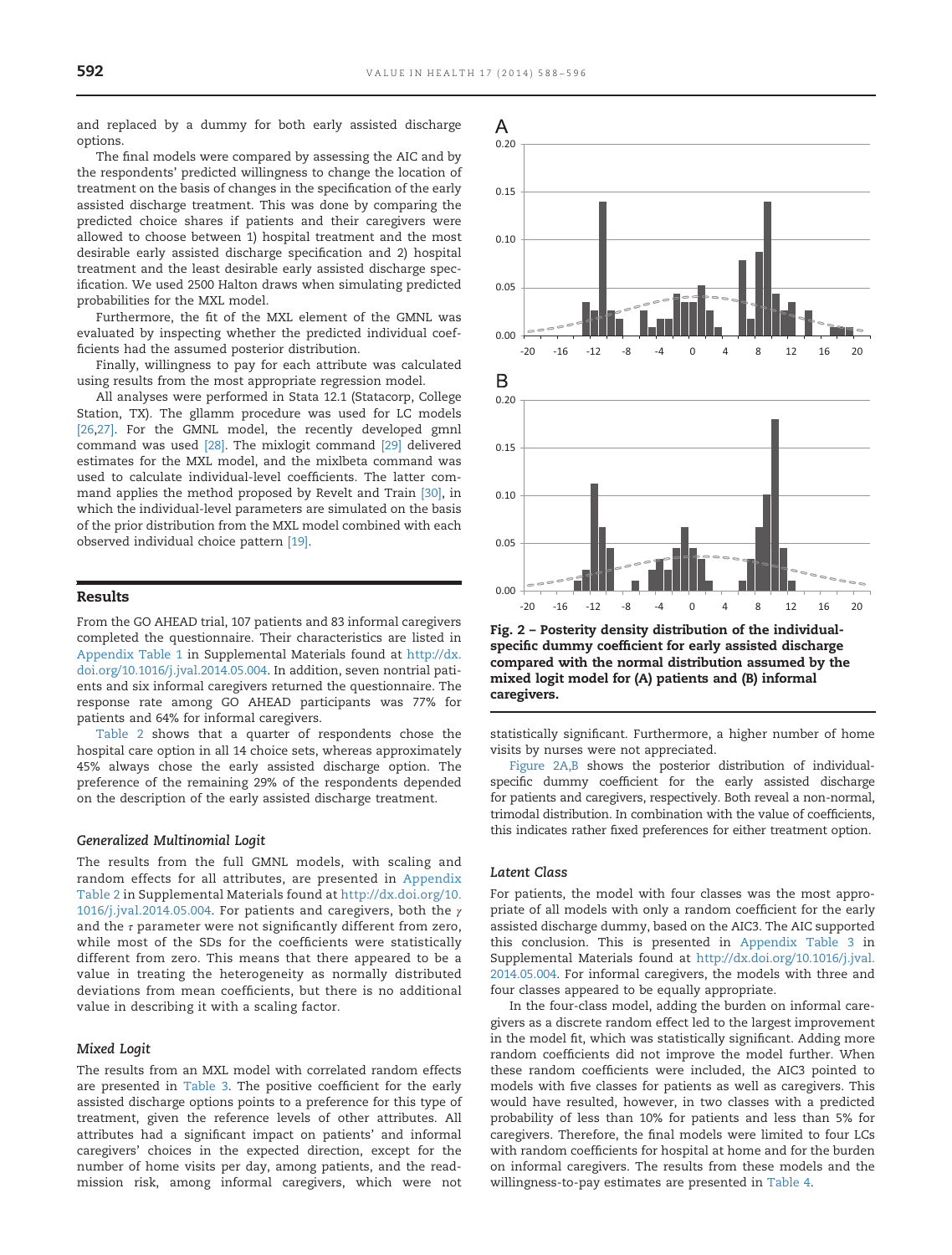and replaced by a dummy for both early assisted discharge options.

The final models were compared by assessing the AIC and by the respondents' predicted willingness to change the location of treatment on the basis of changes in the specification of the early assisted discharge treatment. This was done by comparing the predicted choice shares if patients and their caregivers were allowed to choose between 1) hospital treatment and the most desirable early assisted discharge specification and 2) hospital treatment and the least desirable early assisted discharge specification. We used 2500 Halton draws when simulating predicted probabilities for the MXL model.

Furthermore, the fit of the MXL element of the GMNL was evaluated by inspecting whether the predicted individual coefficients had the assumed posterior distribution.

Finally, willingness to pay for each attribute was calculated using results from the most appropriate regression model.

All analyses were performed in Stata 12.1 (Statacorp, College Station, TX). The gllamm procedure was used for LC models [26,27]. For the GMNL model, the recently developed gmnl command was used [28]. The mixlogit command [29] delivered estimates for the MXL model, and the mixlbeta command was used to calculate individual-level coefficients. The latter command applies the method proposed by Revelt and Train [30], in which the individual-level parameters are simulated on the basis of the prior distribution from the MXL model combined with each observed individual choice pattern [19].

## Results

From the GO AHEAD trial, 107 patients and 83 informal caregivers completed the questionnaire. Their characteristics are listed in Appendix Table 1 in Supplemental Materials found at http://dx.doi.org/10.1016/j.jval.2014.05.004. In addition, seven nontrial patients and six informal caregivers returned the questionnaire. The response rate among GO AHEAD participants was 77% for patients and 64% for informal caregivers.

Table 2 shows that a quarter of respondents chose the hospital care option in all 14 choice sets, whereas approximately 45% always chose the early assisted discharge option. The preference of the remaining 29% of the respondents depended on the description of the early assisted discharge treatment.

### *Generalized Multinomial Logit*

The results from the full GMNL models, with scaling and random effects for all attributes, are presented in Appendix Table 2 in Supplemental Materials found at http://dx.doi.org/10.1016/j.jval.2014.05.004. For patients and caregivers, both the $\gamma$ and the $\tau$ parameter were not significantly different from zero, while most of the SDs for the coefficients were statistically different from zero. This means that there appeared to be a value in treating the heterogeneity as normally distributed deviations from mean coefficients, but there is no additional value in describing it with a scaling factor.

### *Mixed Logit*

The results from an MXL model with correlated random effects are presented in Table 3. The positive coefficient for the early assisted discharge options points to a preference for this type of treatment, given the reference levels of other attributes. All attributes had a significant impact on patients' and informal caregivers' choices in the expected direction, except for the number of home visits per day, among patients, and the readmission risk, among informal caregivers, which were not statistically significant. Furthermore, a higher number of home visits by nurses were not appreciated.

Fig. 2 – Posterity density distribution of the individual-specific dummy coefficient for early assisted discharge compared with the normal distribution assumed by the mixed logit model for (A) patients and (B) informal caregivers.

Figure 2A,B shows the posterior distribution of individual-specific dummy coefficient for the early assisted discharge for patients and caregivers, respectively. Both reveal a non-normal, trimodal distribution. In combination with the value of coefficients, this indicates rather fixed preferences for either treatment option.

### *Latent Class*

For patients, the model with four classes was the most appropriate of all models with only a random coefficient for the early assisted discharge dummy, based on the AIC3. The AIC supported this conclusion. This is presented in Appendix Table 3 in Supplemental Materials found at http://dx.doi.org/10.1016/j.jval.2014.05.004. For informal caregivers, the models with three and four classes appeared to be equally appropriate.

In the four-class model, adding the burden on informal caregivers as a discrete random effect led to the largest improvement in the model fit, which was statistically significant. Adding more random coefficients did not improve the model further. When these random coefficients were included, the AIC3 pointed to models with five classes for patients as well as caregivers. This would have resulted, however, in two classes with a predicted probability of less than 10% for patients and less than 5% for caregivers. Therefore, the final models were limited to four LCs with random coefficients for hospital at home and for the burden on informal caregivers. The results from these models and the willingness-to-pay estimates are presented in Table 4.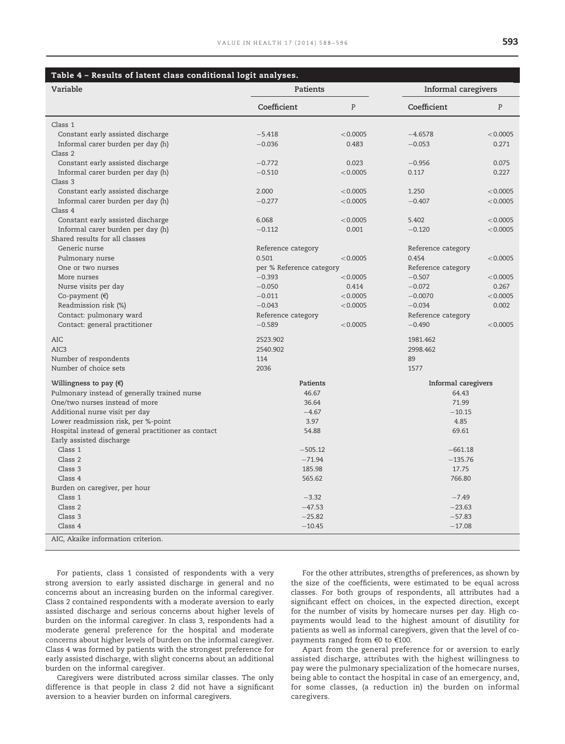**Table 4 – Results of latent class conditional logit analyses.**

| Variable | Patients | | Informal caregivers | |
|---|---|---|---|---|
| | Coefficient | *P* | Coefficient | *P* |
| Class 1 | | | | |
| Constant early assisted discharge | −5.418 | <0.0005 | −4.6578 | <0.0005 |
| Informal carer burden per day (h) | −0.036 | 0.483 | −0.053 | 0.271 |
| Class 2 | | | | |
| Constant early assisted discharge | −0.772 | 0.023 | −0.956 | 0.075 |
| Informal carer burden per day (h) | −0.510 | <0.0005 | 0.117 | 0.227 |
| Class 3 | | | | |
| Constant early assisted discharge | 2.000 | <0.0005 | 1.250 | <0.0005 |
| Informal carer burden per day (h) | −0.277 | <0.0005 | −0.407 | <0.0005 |
| Class 4 | | | | |
| Constant early assisted discharge | 6.068 | <0.0005 | 5.402 | <0.0005 |
| Informal carer burden per day (h) | −0.112 | 0.001 | −0.120 | <0.0005 |
| Shared results for all classes | | | | |
| Generic nurse | Reference category | | Reference category | |
| Pulmonary nurse | 0.501 | <0.0005 | 0.454 | <0.0005 |
| One or two nurses | per % Reference category | | Reference category | |
| More nurses | −0.393 | <0.0005 | −0.507 | <0.0005 |
| Nurse visits per day | −0.050 | 0.414 | −0.072 | 0.267 |
| Co-payment (€) | −0.011 | <0.0005 | −0.0070 | <0.0005 |
| Readmission risk (%) | −0.043 | <0.0005 | −0.034 | 0.002 |
| Contact: pulmonary ward | Reference category | | Reference category | |
| Contact: general practitioner | −0.589 | <0.0005 | −0.490 | <0.0005 |
| AIC | 2523.902 | | 1981.462 | |
| AIC3 | 2540.902 | | 2998.462 | |
| Number of respondents | 114 | | 89 | |
| Number of choice sets | 2036 | | 1577 | |
| **Willingness to pay (€)** | **Patients** | | **Informal caregivers** | |
| Pulmonary instead of generally trained nurse | 46.67 | | 64.43 | |
| One/two nurses instead of more | 36.64 | | 71.99 | |
| Additional nurse visit per day | −4.67 | | −10.15 | |
| Lower readmission risk, per %-point | 3.97 | | 4.85 | |
| Hospital instead of general practitioner as contact | 54.88 | | 69.61 | |
| Early assisted discharge | | | | |
| Class 1 | −505.12 | | −661.18 | |
| Class 2 | −71.94 | | −135.76 | |
| Class 3 | 185.98 | | 17.75 | |
| Class 4 | 565.62 | | 766.80 | |
| Burden on caregiver, per hour | | | | |
| Class 1 | −3.32 | | −7.49 | |
| Class 2 | −47.53 | | −23.63 | |
| Class 3 | −25.82 | | −57.83 | |
| Class 4 | −10.45 | | −17.08 | |

AIC, Akaike information criterion.

For patients, class 1 consisted of respondents with a very strong aversion to early assisted discharge in general and no concerns about an increasing burden on the informal caregiver. Class 2 contained respondents with a moderate aversion to early assisted discharge and serious concerns about higher levels of burden on the informal caregiver. In class 3, respondents had a moderate general preference for the hospital and moderate concerns about higher levels of burden on the informal caregiver. Class 4 was formed by patients with the strongest preference for early assisted discharge, with slight concerns about an additional burden on the informal caregiver.

Caregivers were distributed across similar classes. The only difference is that people in class 2 did not have a significant aversion to a heavier burden on informal caregivers.

For the other attributes, strengths of preferences, as shown by the size of the coefficients, were estimated to be equal across classes. For both groups of respondents, all attributes had a significant effect on choices, in the expected direction, except for the number of visits by homecare nurses per day. High co-payments would lead to the highest amount of disutility for patients as well as informal caregivers, given that the level of co-payments ranged from €0 to €100.

Apart from the general preference for or aversion to early assisted discharge, attributes with the highest willingness to pay were the pulmonary specialization of the homecare nurses, being able to contact the hospital in case of an emergency, and, for some classes, (a reduction in) the burden on informal caregivers.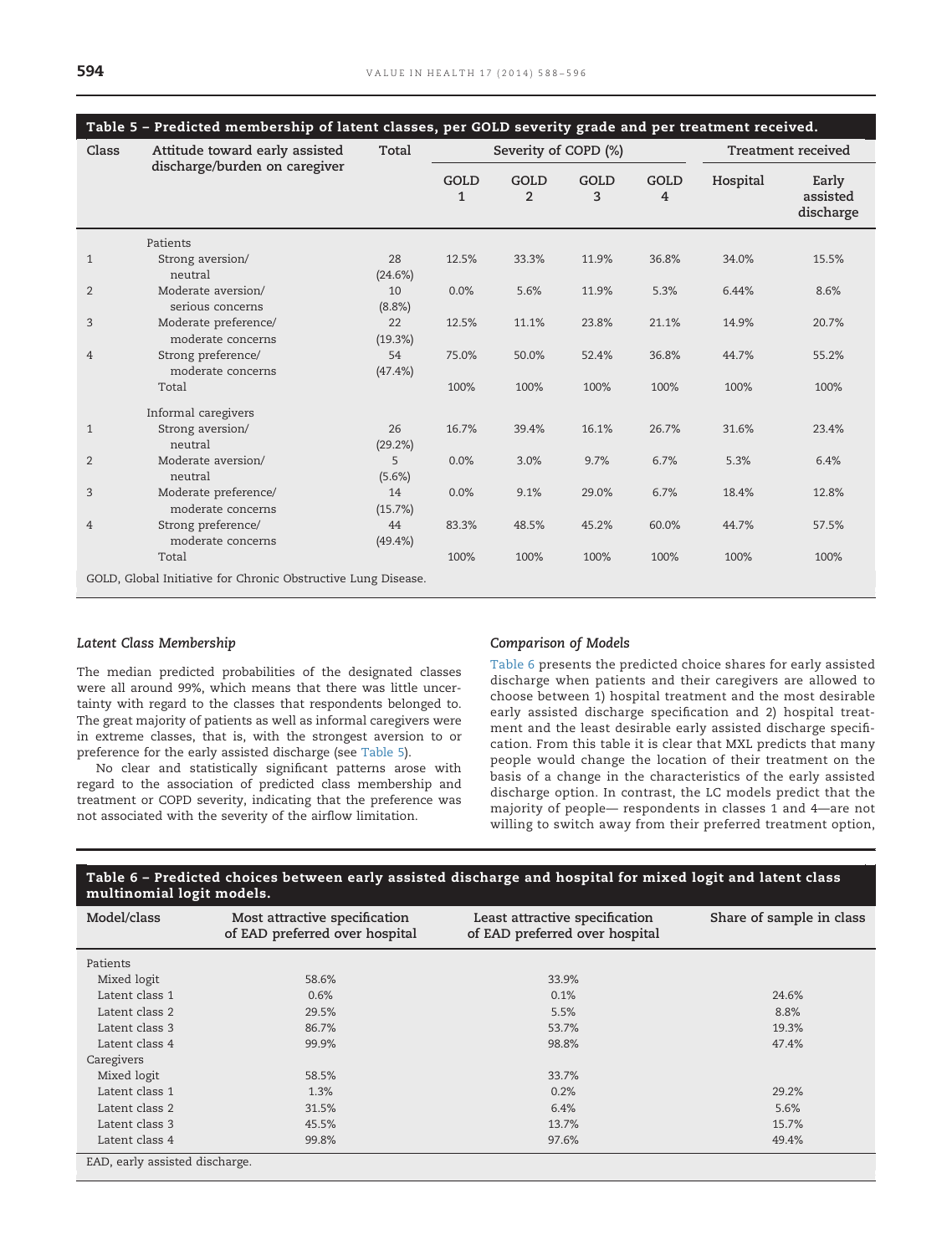**Table 5 – Predicted membership of latent classes, per GOLD severity grade and per treatment received.**

| Class | Attitude toward early assisted discharge/burden on caregiver | Total | Severity of COPD (%) | | | | Treatment received | |
|---|---|---|---|---|---|---|---|---|
| | | | GOLD 1 | GOLD 2 | GOLD 3 | GOLD 4 | Hospital | Early assisted discharge |
| | Patients | | | | | | | |
| 1 | Strong aversion/ neutral | 28 (24.6%) | 12.5% | 33.3% | 11.9% | 36.8% | 34.0% | 15.5% |
| 2 | Moderate aversion/ serious concerns | 10 (8.8%) | 0.0% | 5.6% | 11.9% | 5.3% | 6.44% | 8.6% |
| 3 | Moderate preference/ moderate concerns | 22 (19.3%) | 12.5% | 11.1% | 23.8% | 21.1% | 14.9% | 20.7% |
| 4 | Strong preference/ moderate concerns | 54 (47.4%) | 75.0% | 50.0% | 52.4% | 36.8% | 44.7% | 55.2% |
| | Total | | 100% | 100% | 100% | 100% | 100% | 100% |
| | Informal caregivers | | | | | | | |
| 1 | Strong aversion/ neutral | 26 (29.2%) | 16.7% | 39.4% | 16.1% | 26.7% | 31.6% | 23.4% |
| 2 | Moderate aversion/ neutral | 5 (5.6%) | 0.0% | 3.0% | 9.7% | 6.7% | 5.3% | 6.4% |
| 3 | Moderate preference/ moderate concerns | 14 (15.7%) | 0.0% | 9.1% | 29.0% | 6.7% | 18.4% | 12.8% |
| 4 | Strong preference/ moderate concerns | 44 (49.4%) | 83.3% | 48.5% | 45.2% | 60.0% | 44.7% | 57.5% |
| | Total | | 100% | 100% | 100% | 100% | 100% | 100% |

GOLD, Global Initiative for Chronic Obstructive Lung Disease.

### *Latent Class Membership*

The median predicted probabilities of the designated classes were all around 99%, which means that there was little uncertainty with regard to the classes that respondents belonged to. The great majority of patients as well as informal caregivers were in extreme classes, that is, with the strongest aversion to or preference for the early assisted discharge (see Table 5).

No clear and statistically significant patterns arose with regard to the association of predicted class membership and treatment or COPD severity, indicating that the preference was not associated with the severity of the airflow limitation.

### *Comparison of Models*

Table 6 presents the predicted choice shares for early assisted discharge when patients and their caregivers are allowed to choose between 1) hospital treatment and the most desirable early assisted discharge specification and 2) hospital treatment and the least desirable early assisted discharge specification. From this table it is clear that MXL predicts that many people would change the location of their treatment on the basis of a change in the characteristics of the early assisted discharge option. In contrast, the LC models predict that the majority of people— respondents in classes 1 and 4—are not willing to switch away from their preferred treatment option,

**Table 6 – Predicted choices between early assisted discharge and hospital for mixed logit and latent class multinomial logit models.**

| Model/class | Most attractive specification of EAD preferred over hospital | Least attractive specification of EAD preferred over hospital | Share of sample in class |
|---|---|---|---|
| Patients | | | |
| Mixed logit | 58.6% | 33.9% | |
| Latent class 1 | 0.6% | 0.1% | 24.6% |
| Latent class 2 | 29.5% | 5.5% | 8.8% |
| Latent class 3 | 86.7% | 53.7% | 19.3% |
| Latent class 4 | 99.9% | 98.8% | 47.4% |
| Caregivers | | | |
| Mixed logit | 58.5% | 33.7% | |
| Latent class 1 | 1.3% | 0.2% | 29.2% |
| Latent class 2 | 31.5% | 6.4% | 5.6% |
| Latent class 3 | 45.5% | 13.7% | 15.7% |
| Latent class 4 | 99.8% | 97.6% | 49.4% |

EAD, early assisted discharge.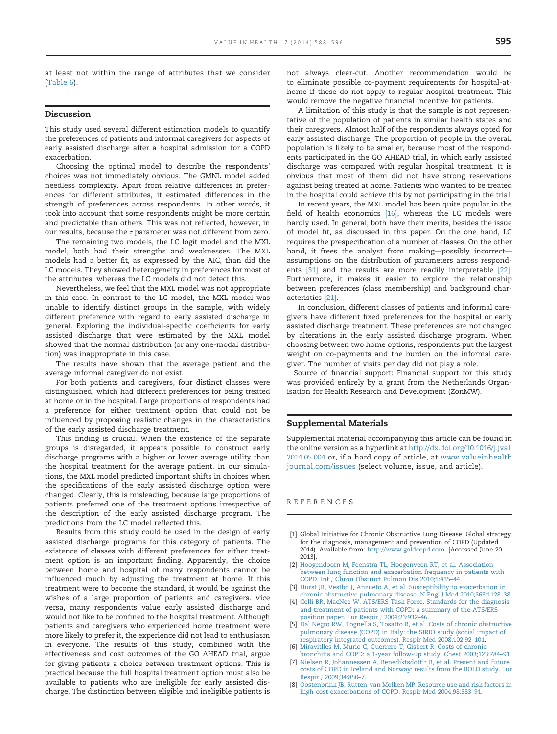at least not within the range of attributes that we consider (Table 6).

## Discussion

This study used several different estimation models to quantify the preferences of patients and informal caregivers for aspects of early assisted discharge after a hospital admission for a COPD exacerbation.

Choosing the optimal model to describe the respondents' choices was not immediately obvious. The GMNL model added needless complexity. Apart from relative differences in preferences for different attributes, it estimated differences in the strength of preferences across respondents. In other words, it took into account that some respondents might be more certain and predictable than others. This was not reflected, however, in our results, because the $\tau$ parameter was not different from zero.

The remaining two models, the LC logit model and the MXL model, both had their strengths and weaknesses. The MXL models had a better fit, as expressed by the AIC, than did the LC models. They showed heterogeneity in preferences for most of the attributes, whereas the LC models did not detect this.

Nevertheless, we feel that the MXL model was not appropriate in this case. In contrast to the LC model, the MXL model was unable to identify distinct groups in the sample, with widely different preference with regard to early assisted discharge in general. Exploring the individual-specific coefficients for early assisted discharge that were estimated by the MXL model showed that the normal distribution (or any one-modal distribution) was inappropriate in this case.

The results have shown that the average patient and the average informal caregiver do not exist.

For both patients and caregivers, four distinct classes were distinguished, which had different preferences for being treated at home or in the hospital. Large proportions of respondents had a preference for either treatment option that could not be influenced by proposing realistic changes in the characteristics of the early assisted discharge treatment.

This finding is crucial. When the existence of the separate groups is disregarded, it appears possible to construct early discharge programs with a higher or lower average utility than the hospital treatment for the average patient. In our simulations, the MXL model predicted important shifts in choices when the specifications of the early assisted discharge option were changed. Clearly, this is misleading, because large proportions of patients preferred one of the treatment options irrespective of the description of the early assisted discharge program. The predictions from the LC model reflected this.

Results from this study could be used in the design of early assisted discharge programs for this category of patients. The existence of classes with different preferences for either treatment option is an important finding. Apparently, the choice between home and hospital of many respondents cannot be influenced much by adjusting the treatment at home. If this treatment were to become the standard, it would be against the wishes of a large proportion of patients and caregivers. Vice versa, many respondents value early assisted discharge and would not like to be confined to the hospital treatment. Although patients and caregivers who experienced home treatment were more likely to prefer it, the experience did not lead to enthusiasm in everyone. The results of this study, combined with the effectiveness and cost outcomes of the GO AHEAD trial, argue for giving patients a choice between treatment options. This is practical because the full hospital treatment option must also be available to patients who are ineligible for early assisted discharge. The distinction between eligible and ineligible patients is not always clear-cut. Another recommendation would be to eliminate possible co-payment requirements for hospital-at-home if these do not apply to regular hospital treatment. This would remove the negative financial incentive for patients.

A limitation of this study is that the sample is not representative of the population of patients in similar health states and their caregivers. Almost half of the respondents always opted for early assisted discharge. The proportion of people in the overall population is likely to be smaller, because most of the respondents participated in the GO AHEAD trial, in which early assisted discharge was compared with regular hospital treatment. It is obvious that most of them did not have strong reservations against being treated at home. Patients who wanted to be treated in the hospital could achieve this by not participating in the trial.

In recent years, the MXL model has been quite popular in the field of health economics [16], whereas the LC models were hardly used. In general, both have their merits, besides the issue of model fit, as discussed in this paper. On the one hand, LC requires the prespecification of a number of classes. On the other hand, it frees the analyst from making—possibly incorrect—assumptions on the distribution of parameters across respondents [31] and the results are more readily interpretable [22]. Furthermore, it makes it easier to explore the relationship between preferences (class membership) and background characteristics [21].

In conclusion, different classes of patients and informal caregivers have different fixed preferences for the hospital or early assisted discharge treatment. These preferences are not changed by alterations in the early assisted discharge program. When choosing between two home options, respondents put the largest weight on co-payments and the burden on the informal caregiver. The number of visits per day did not play a role.

Source of financial support: Financial support for this study was provided entirely by a grant from the Netherlands Organisation for Health Research and Development (ZonMW).

## Supplemental Materials

Supplemental material accompanying this article can be found in the online version as a hyperlink at http://dx.doi.org/10.1016/j.jval.2014.05.004 or, if a hard copy of article, at www.valueinhealthjournal.com/issues (select volume, issue, and article).

## REFERENCES

[1] Global Initiative for Chronic Obstructive Lung Disease. Global strategy for the diagnosis, management and prevention of COPD (Updated 2014). Available from: http://www.goldcopd.com. [Accessed June 20, 2013].

[2] Hoogendoorn M, Feenstra TL, Hoogenveen RT, et al. Association between lung function and exacerbation frequency in patients with COPD. Int J Chron Obstruct Pulmon Dis 2010;5:435–44.

[3] Hurst JR, Vestbo J, Anzueto A, et al. Susceptibility to exacerbation in chronic obstructive pulmonary disease. N Engl J Med 2010;363:1128–38.

[4] Celli BR, MacNee W. ATS/ERS Task Force. Standards for the diagnosis and treatment of patients with COPD: a summary of the ATS/ERS position paper. Eur Respir J 2004;23:932–46.

[5] Dal Negro RW, Tognella S, Tosatto R, et al. Costs of chronic obstructive pulmonary disease (COPD) in Italy: the SIRIO study (social impact of respiratory integrated outcomes). Respir Med 2008;102:92–101.

[6] Miravitlles M, Murio C, Guerrero T, Gisbert R. Costs of chronic bronchitis and COPD: a 1-year follow-up study. Chest 2003;123:784–91.

[7] Nielsen R, Johannessen A, Benediktsdottir B, et al. Present and future costs of COPD in Iceland and Norway: results from the BOLD study. Eur Respir J 2009;34:850–7.

[8] Oostenbrink JB, Rutten-van Molken MP. Resource use and risk factors in high-cost exacerbations of COPD. Respir Med 2004;98:883–91.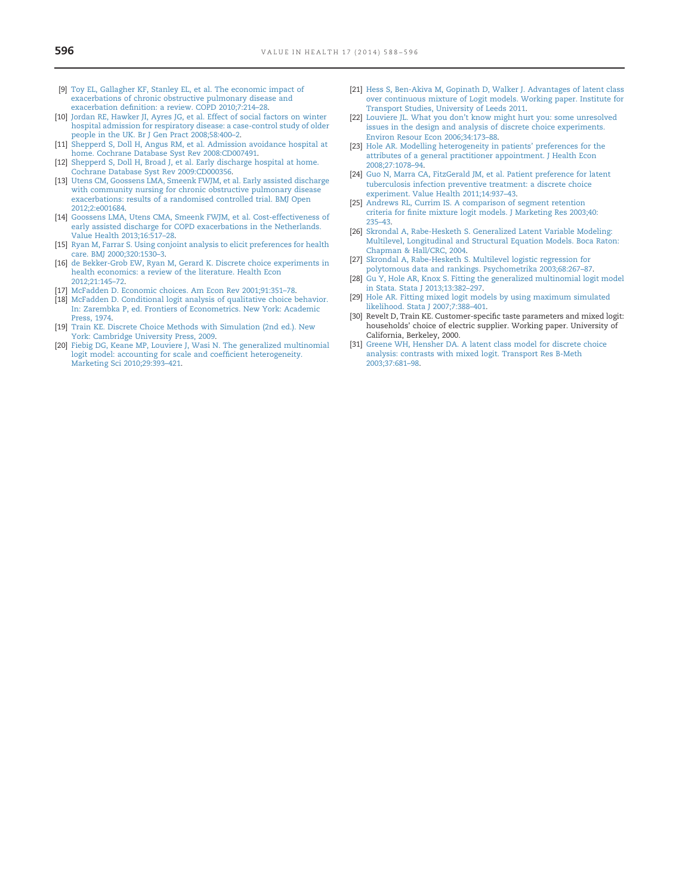[9] Toy EL, Gallagher KF, Stanley EL, et al. The economic impact of exacerbations of chronic obstructive pulmonary disease and exacerbation definition: a review. COPD 2010;7:214–28.

[10] Jordan RE, Hawker JI, Ayres JG, et al. Effect of social factors on winter hospital admission for respiratory disease: a case-control study of older people in the UK. Br J Gen Pract 2008;58:400–2.

[11] Shepperd S, Doll H, Angus RM, et al. Admission avoidance hospital at home. Cochrane Database Syst Rev 2008:CD007491.

[12] Shepperd S, Doll H, Broad J, et al. Early discharge hospital at home. Cochrane Database Syst Rev 2009:CD000356.

[13] Utens CM, Goossens LMA, Smeenk FWJM, et al. Early assisted discharge with community nursing for chronic obstructive pulmonary disease exacerbations: results of a randomised controlled trial. BMJ Open 2012;2:e001684.

[14] Goossens LMA, Utens CMA, Smeenk FWJM, et al. Cost-effectiveness of early assisted discharge for COPD exacerbations in the Netherlands. Value Health 2013;16:517–28.

[15] Ryan M, Farrar S. Using conjoint analysis to elicit preferences for health care. BMJ 2000;320:1530–3.

[16] de Bekker-Grob EW, Ryan M, Gerard K. Discrete choice experiments in health economics: a review of the literature. Health Econ 2012;21:145–72.

[17] McFadden D. Economic choices. Am Econ Rev 2001;91:351–78.

[18] McFadden D. Conditional logit analysis of qualitative choice behavior. In: Zarembka P, ed. Frontiers of Econometrics. New York: Academic Press, 1974.

[19] Train KE. Discrete Choice Methods with Simulation (2nd ed.). New York: Cambridge University Press, 2009.

[20] Fiebig DG, Keane MP, Louviere J, Wasi N. The generalized multinomial logit model: accounting for scale and coefficient heterogeneity. Marketing Sci 2010;29:393–421.

[21] Hess S, Ben-Akiva M, Gopinath D, Walker J. Advantages of latent class over continuous mixture of Logit models. Working paper. Institute for Transport Studies, University of Leeds 2011.

[22] Louviere JL. What you don't know might hurt you: some unresolved issues in the design and analysis of discrete choice experiments. Environ Resour Econ 2006;34:173–88.

[23] Hole AR. Modelling heterogeneity in patients' preferences for the attributes of a general practitioner appointment. J Health Econ 2008;27:1078–94.

[24] Guo N, Marra CA, FitzGerald JM, et al. Patient preference for latent tuberculosis infection preventive treatment: a discrete choice experiment. Value Health 2011;14:937–43.

[25] Andrews RL, Currim IS. A comparison of segment retention criteria for finite mixture logit models. J Marketing Res 2003;40: 235–43.

[26] Skrondal A, Rabe-Hesketh S. Generalized Latent Variable Modeling: Multilevel, Longitudinal and Structural Equation Models. Boca Raton: Chapman & Hall/CRC, 2004.

[27] Skrondal A, Rabe-Hesketh S. Multilevel logistic regression for polytomous data and rankings. Psychometrika 2003;68:267–87.

[28] Gu Y, Hole AR, Knox S. Fitting the generalized multinomial logit model in Stata. Stata J 2013;13:382–297.

[29] Hole AR. Fitting mixed logit models by using maximum simulated likelihood. Stata J 2007;7:388–401.

[30] Revelt D, Train KE. Customer-specific taste parameters and mixed logit: households' choice of electric supplier. Working paper. University of California, Berkeley, 2000.

[31] Greene WH, Hensher DA. A latent class model for discrete choice analysis: contrasts with mixed logit. Transport Res B-Meth 2003;37:681–98.